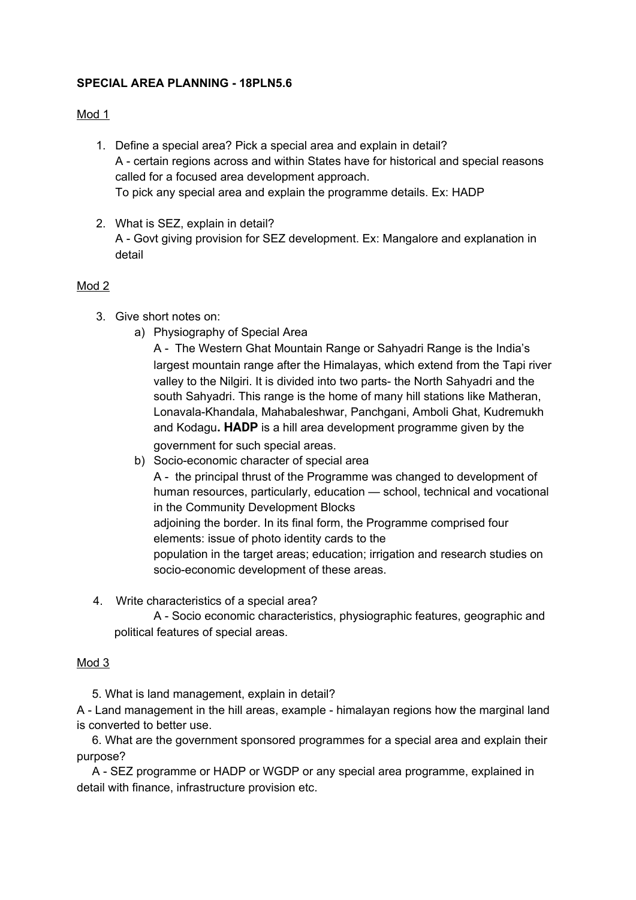**SPECIAL AREA PLANNING - 18PLN5.6**

<u>Mod 1</u>

1. Define a special area? Pick a special area and explain in detail?
   A - certain regions across and within States have for historical and special reasons called for a focused area development approach.
   To pick any special area and explain the programme details. Ex: HADP

2. What is SEZ, explain in detail?
   A - Govt giving provision for SEZ development. Ex: Mangalore and explanation in detail

<u>Mod 2</u>

3. Give short notes on:
   a) Physiography of Special Area
      A - The Western Ghat Mountain Range or Sahyadri Range is the India's largest mountain range after the Himalayas, which extend from the Tapi river valley to the Nilgiri. It is divided into two parts- the North Sahyadri and the south Sahyadri. This range is the home of many hill stations like Matheran, Lonavala-Khandala, Mahabaleshwar, Panchgani, Amboli Ghat, Kudremukh and Kodagu**. HADP** is a hill area development programme given by the government for such special areas.
   b) Socio-economic character of special area
      A - the principal thrust of the Programme was changed to development of human resources, particularly, education — school, technical and vocational in the Community Development Blocks
      adjoining the border. In its final form, the Programme comprised four elements: issue of photo identity cards to the
      population in the target areas; education; irrigation and research studies on socio-economic development of these areas.

4. Write characteristics of a special area?
   A - Socio economic characteristics, physiographic features, geographic and political features of special areas.

<u>Mod 3</u>

5. What is land management, explain in detail?
A - Land management in the hill areas, example - himalayan regions how the marginal land is converted to better use.

6. What are the government sponsored programmes for a special area and explain their purpose?
A - SEZ programme or HADP or WGDP or any special area programme, explained in detail with finance, infrastructure provision etc.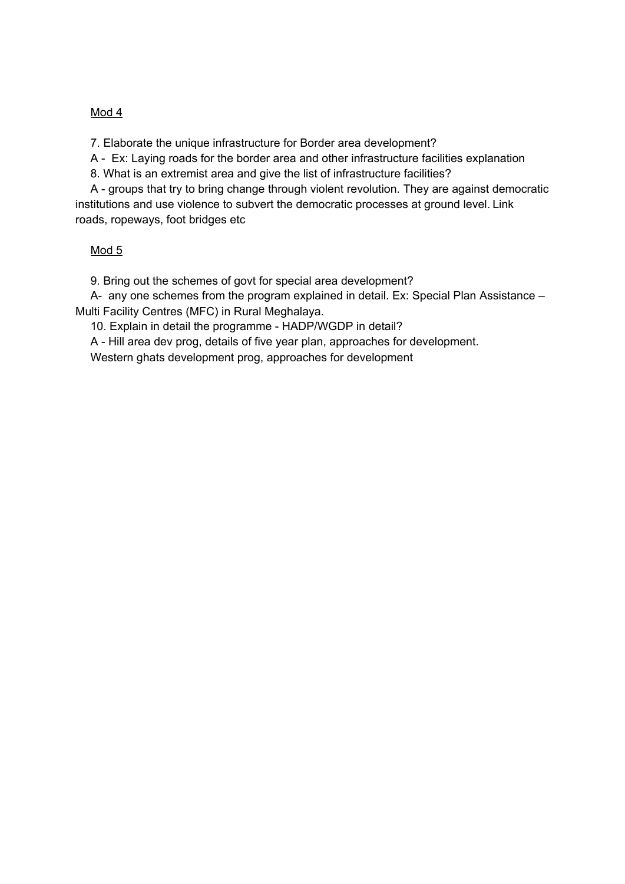<u>Mod 4</u>

7. Elaborate the unique infrastructure for Border area development?

A - Ex: Laying roads for the border area and other infrastructure facilities explanation

8. What is an extremist area and give the list of infrastructure facilities?

A - groups that try to bring change through violent revolution. They are against democratic institutions and use violence to subvert the democratic processes at ground level. Link roads, ropeways, foot bridges etc

<u>Mod 5</u>

9. Bring out the schemes of govt for special area development?

A- any one schemes from the program explained in detail. Ex: Special Plan Assistance – Multi Facility Centres (MFC) in Rural Meghalaya.

10. Explain in detail the programme - HADP/WGDP in detail?

A - Hill area dev prog, details of five year plan, approaches for development.

Western ghats development prog, approaches for development